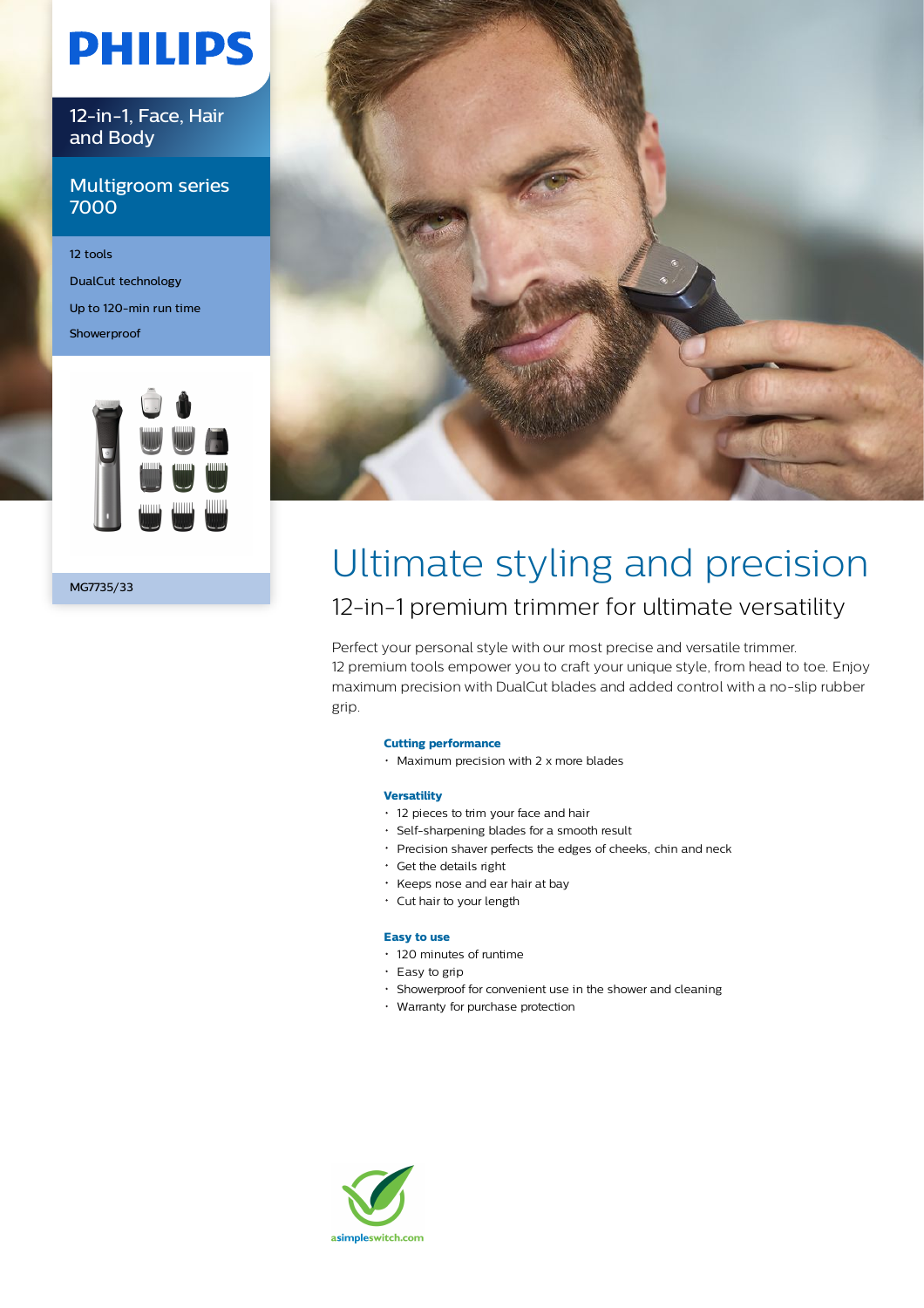# PHILIPS

12-in-1, Face, Hair and Body

Multigroom series 7000

12 tools

DualCut technology

Up to 120-min run time

Showerproof

MG7735/33

# Ultimate styling and precision

## 12-in-1 premium trimmer for ultimate versatility

Perfect your personal style with our most precise and versatile trimmer. 12 premium tools empower you to craft your unique style, from head to toe. Enjoy maximum precision with DualCut blades and added control with a no-slip rubber grip.

**Cutting performance**
- Maximum precision with 2 x more blades

**Versatility**
- 12 pieces to trim your face and hair
- Self-sharpening blades for a smooth result
- Precision shaver perfects the edges of cheeks, chin and neck
- Get the details right
- Keeps nose and ear hair at bay
- Cut hair to your length

**Easy to use**
- 120 minutes of runtime
- Easy to grip
- Showerproof for convenient use in the shower and cleaning
- Warranty for purchase protection

asimpleswitch.com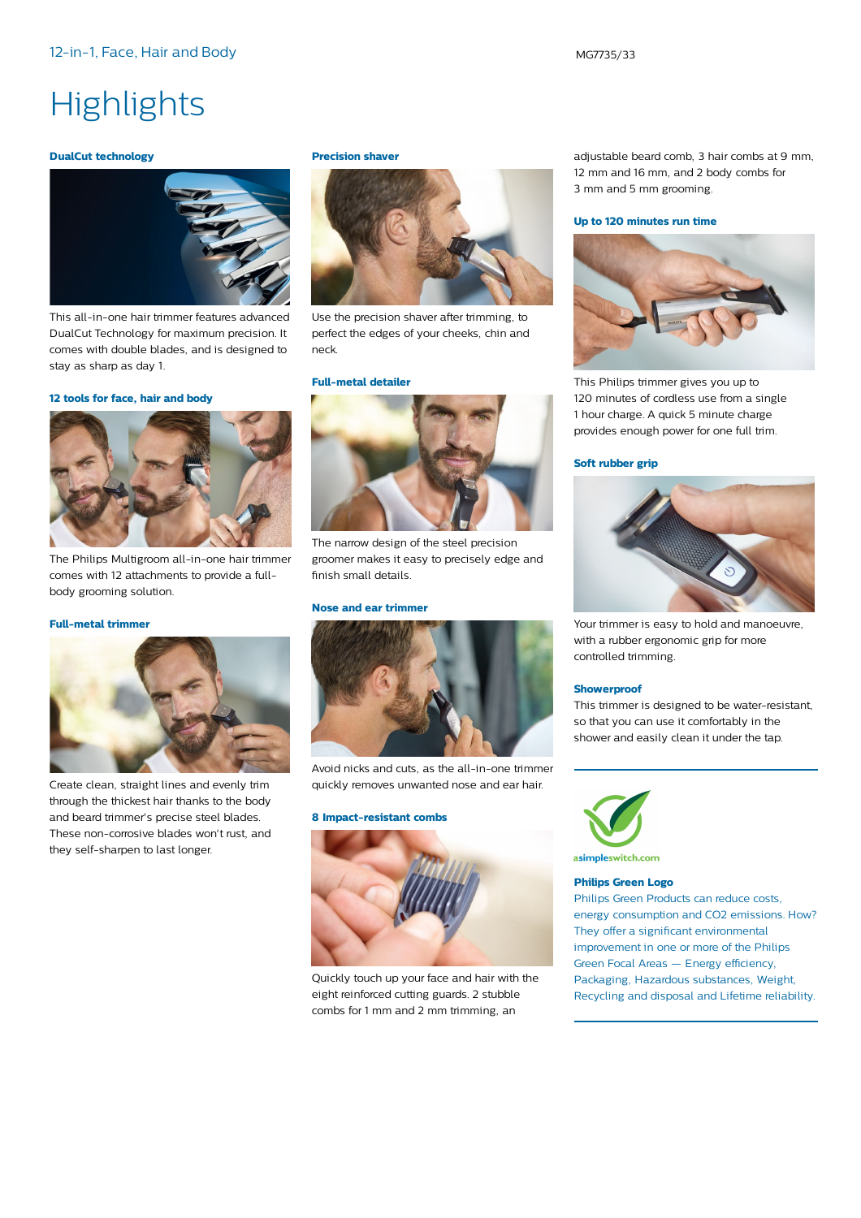# Highlights

### DualCut technology

This all-in-one hair trimmer features advanced DualCut Technology for maximum precision. It comes with double blades, and is designed to stay as sharp as day 1.

### 12 tools for face, hair and body

The Philips Multigroom all-in-one hair trimmer comes with 12 attachments to provide a full-body grooming solution.

### Full-metal trimmer

Create clean, straight lines and evenly trim through the thickest hair thanks to the body and beard trimmer's precise steel blades. These non-corrosive blades won't rust, and they self-sharpen to last longer.

### Precision shaver

Use the precision shaver after trimming, to perfect the edges of your cheeks, chin and neck.

### Full-metal detailer

The narrow design of the steel precision groomer makes it easy to precisely edge and finish small details.

### Nose and ear trimmer

Avoid nicks and cuts, as the all-in-one trimmer quickly removes unwanted nose and ear hair.

### 8 Impact-resistant combs

Quickly touch up your face and hair with the eight reinforced cutting guards. 2 stubble combs for 1 mm and 2 mm trimming, an adjustable beard comb, 3 hair combs at 9 mm, 12 mm and 16 mm, and 2 body combs for 3 mm and 5 mm grooming.

### Up to 120 minutes run time

This Philips trimmer gives you up to 120 minutes of cordless use from a single 1 hour charge. A quick 5 minute charge provides enough power for one full trim.

### Soft rubber grip

Your trimmer is easy to hold and manoeuvre, with a rubber ergonomic grip for more controlled trimming.

### Showerproof

This trimmer is designed to be water-resistant, so that you can use it comfortably in the shower and easily clean it under the tap.

---

asimpleswitch.com

### Philips Green Logo

Philips Green Products can reduce costs, energy consumption and CO2 emissions. How? They offer a significant environmental improvement in one or more of the Philips Green Focal Areas — Energy efficiency, Packaging, Hazardous substances, Weight, Recycling and disposal and Lifetime reliability.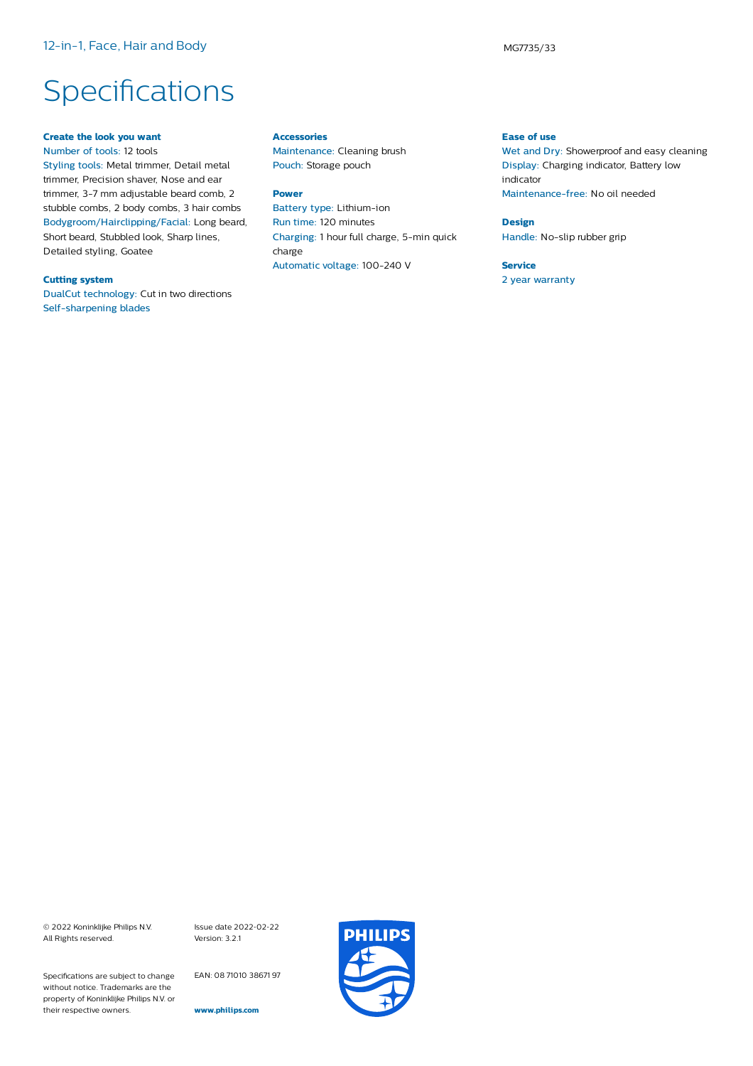# Specifications

### Create the look you want

Number of tools: 12 tools
Styling tools: Metal trimmer, Detail metal trimmer, Precision shaver, Nose and ear trimmer, 3-7 mm adjustable beard comb, 2 stubble combs, 2 body combs, 3 hair combs
Bodygroom/Hairclipping/Facial: Long beard, Short beard, Stubbled look, Sharp lines, Detailed styling, Goatee

### Cutting system

DualCut technology: Cut in two directions
Self-sharpening blades

### Accessories

Maintenance: Cleaning brush
Pouch: Storage pouch

### Power

Battery type: Lithium-ion
Run time: 120 minutes
Charging: 1 hour full charge, 5-min quick charge
Automatic voltage: 100-240 V

### Ease of use

Wet and Dry: Showerproof and easy cleaning
Display: Charging indicator, Battery low indicator
Maintenance-free: No oil needed

### Design

Handle: No-slip rubber grip

### Service

2 year warranty

© 2022 Koninklijke Philips N.V.
All Rights reserved.

Specifications are subject to change without notice. Trademarks are the property of Koninklijke Philips N.V. or their respective owners.

Issue date 2022-02-22
Version: 3.2.1

EAN: 08 71010 38671 97

**www.philips.com**